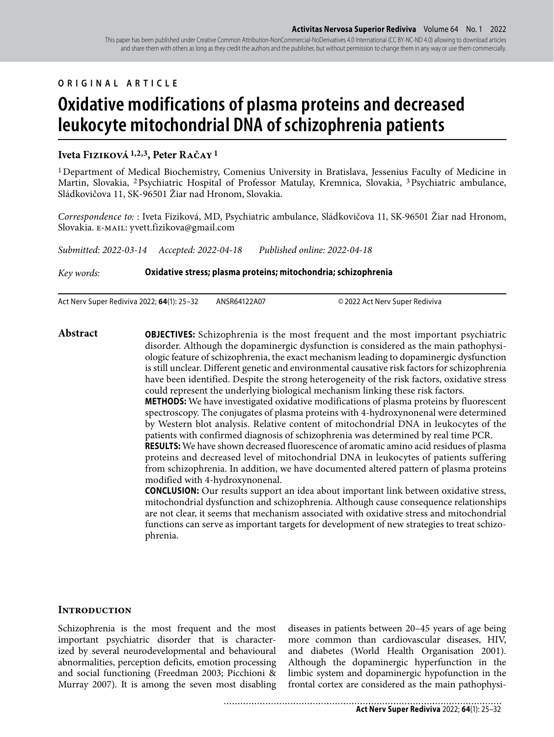ORIGINAL ARTICLE

# Oxidative modifications of plasma proteins and decreased leukocyte mitochondrial DNA of schizophrenia patients

**Iveta Fiziková [1,2,3], Peter Račay [1]**

[1] Department of Medical Biochemistry, Comenius University in Bratislava, Jessenius Faculty of Medicine in Martin, Slovakia, [2] Psychiatric Hospital of Professor Matulay, Kremnica, Slovakia, [3] Psychiatric ambulance, Sládkovičova 11, SK-96501 Žiar nad Hronom, Slovakia.

*Correspondence to:* : Iveta Fiziková, MD, Psychiatric ambulance, Sládkovičova 11, SK-96501 Žiar nad Hronom, Slovakia. E-MAIL: yvett.fizikova@gmail.com

*Submitted: 2022-03-14* *Accepted: 2022-04-18* *Published online: 2022-04-18*

*Key words:* **Oxidative stress; plasma proteins; mitochondria; schizophrenia**

Act Nerv Super Rediviva 2022; **64**(1): 25–32 ANSR64122A07 © 2022 Act Nerv Super Rediviva

## Abstract

**OBJECTIVES:** Schizophrenia is the most frequent and the most important psychiatric disorder. Although the dopaminergic dysfunction is considered as the main pathophysiologic feature of schizophrenia, the exact mechanism leading to dopaminergic dysfunction is still unclear. Different genetic and environmental causative risk factors for schizophrenia have been identified. Despite the strong heterogeneity of the risk factors, oxidative stress could represent the underlying biological mechanism linking these risk factors.

**METHODS:** We have investigated oxidative modifications of plasma proteins by fluorescent spectroscopy. The conjugates of plasma proteins with 4-hydroxynonenal were determined by Western blot analysis. Relative content of mitochondrial DNA in leukocytes of the patients with confirmed diagnosis of schizophrenia was determined by real time PCR.

**RESULTS:** We have shown decreased fluorescence of aromatic amino acid residues of plasma proteins and decreased level of mitochondrial DNA in leukocytes of patients suffering from schizophrenia. In addition, we have documented altered pattern of plasma proteins modified with 4-hydroxynonenal.

**CONCLUSION:** Our results support an idea about important link between oxidative stress, mitochondrial dysfunction and schizophrenia. Although cause consequence relationships are not clear, it seems that mechanism associated with oxidative stress and mitochondrial functions can serve as important targets for development of new strategies to treat schizophrenia.

## Introduction

Schizophrenia is the most frequent and the most important psychiatric disorder that is characterized by several neurodevelopmental and behavioural abnormalities, perception deficits, emotion processing and social functioning (Freedman 2003; Picchioni & Murray 2007). It is among the seven most disabling diseases in patients between 20–45 years of age being more common than cardiovascular diseases, HIV, and diabetes (World Health Organisation 2001). Although the dopaminergic hyperfunction in the limbic system and dopaminergic hypofunction in the frontal cortex are considered as the main pathophysi-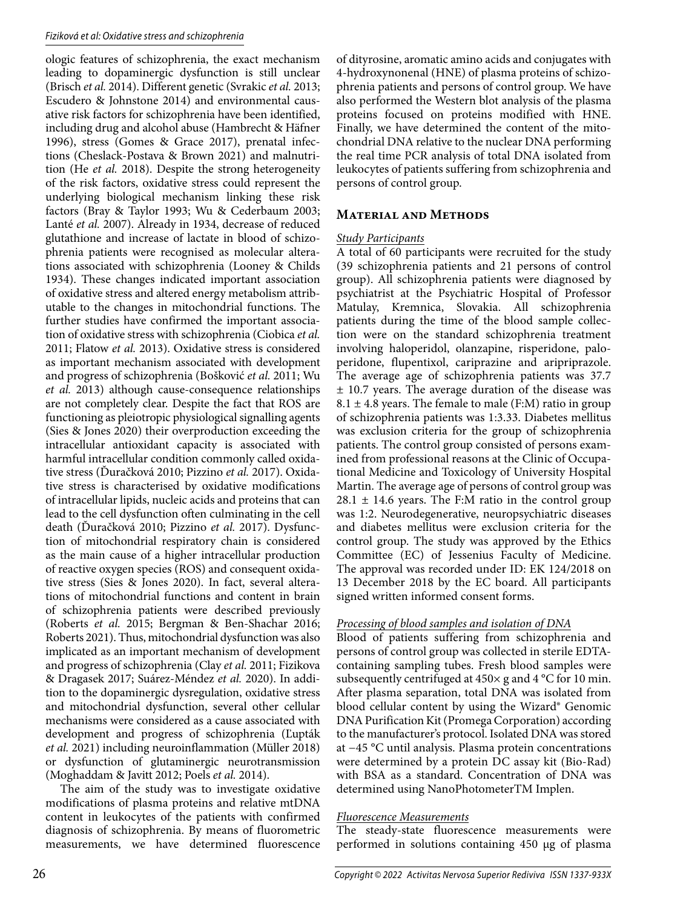ologic features of schizophrenia, the exact mechanism leading to dopaminergic dysfunction is still unclear (Brisch *et al.* 2014). Different genetic (Svrakic *et al.* 2013; Escudero & Johnstone 2014) and environmental causative risk factors for schizophrenia have been identified, including drug and alcohol abuse (Hambrecht & Häfner 1996), stress (Gomes & Grace 2017), prenatal infections (Cheslack-Postava & Brown 2021) and malnutrition (He *et al.* 2018). Despite the strong heterogeneity of the risk factors, oxidative stress could represent the underlying biological mechanism linking these risk factors (Bray & Taylor 1993; Wu & Cederbaum 2003; Lanté *et al.* 2007). Already in 1934, decrease of reduced glutathione and increase of lactate in blood of schizophrenia patients were recognised as molecular alterations associated with schizophrenia (Looney & Childs 1934). These changes indicated important association of oxidative stress and altered energy metabolism attributable to the changes in mitochondrial functions. The further studies have confirmed the important association of oxidative stress with schizophrenia (Ciobica *et al.* 2011; Flatow *et al.* 2013). Oxidative stress is considered as important mechanism associated with development and progress of schizophrenia (Bošković *et al.* 2011; Wu *et al.* 2013) although cause-consequence relationships are not completely clear. Despite the fact that ROS are functioning as pleiotropic physiological signalling agents (Sies & Jones 2020) their overproduction exceeding the intracellular antioxidant capacity is associated with harmful intracellular condition commonly called oxidative stress (Ďuračková 2010; Pizzino *et al.* 2017). Oxidative stress is characterised by oxidative modifications of intracellular lipids, nucleic acids and proteins that can lead to the cell dysfunction often culminating in the cell death (Ďuračková 2010; Pizzino *et al.* 2017). Dysfunction of mitochondrial respiratory chain is considered as the main cause of a higher intracellular production of reactive oxygen species (ROS) and consequent oxidative stress (Sies & Jones 2020). In fact, several alterations of mitochondrial functions and content in brain of schizophrenia patients were described previously (Roberts *et al.* 2015; Bergman & Ben-Shachar 2016; Roberts 2021). Thus, mitochondrial dysfunction was also implicated as an important mechanism of development and progress of schizophrenia (Clay *et al.* 2011; Fizikova & Dragasek 2017; Suárez-Méndez *et al.* 2020). In addition to the dopaminergic dysregulation, oxidative stress and mitochondrial dysfunction, several other cellular mechanisms were considered as a cause associated with development and progress of schizophrenia (Ľupták *et al.* 2021) including neuroinflammation (Müller 2018) or dysfunction of glutaminergic neurotransmission (Moghaddam & Javitt 2012; Poels *et al.* 2014).

The aim of the study was to investigate oxidative modifications of plasma proteins and relative mtDNA content in leukocytes of the patients with confirmed diagnosis of schizophrenia. By means of fluorometric measurements, we have determined fluorescence of dityrosine, aromatic amino acids and conjugates with 4-hydroxynonenal (HNE) of plasma proteins of schizophrenia patients and persons of control group. We have also performed the Western blot analysis of the plasma proteins focused on proteins modified with HNE. Finally, we have determined the content of the mitochondrial DNA relative to the nuclear DNA performing the real time PCR analysis of total DNA isolated from leukocytes of patients suffering from schizophrenia and persons of control group.

## Material and Methods

### *Study Participants*

A total of 60 participants were recruited for the study (39 schizophrenia patients and 21 persons of control group). All schizophrenia patients were diagnosed by psychiatrist at the Psychiatric Hospital of Professor Matulay, Kremnica, Slovakia. All schizophrenia patients during the time of the blood sample collection were on the standard schizophrenia treatment involving haloperidol, olanzapine, risperidone, paloperidone, flupentixol, cariprazine and aripriprazole. The average age of schizophrenia patients was 37.7 ± 10.7 years. The average duration of the disease was 8.1 ± 4.8 years. The female to male (F:M) ratio in group of schizophrenia patients was 1:3.33. Diabetes mellitus was exclusion criteria for the group of schizophrenia patients. The control group consisted of persons examined from professional reasons at the Clinic of Occupational Medicine and Toxicology of University Hospital Martin. The average age of persons of control group was 28.1 ± 14.6 years. The F:M ratio in the control group was 1:2. Neurodegenerative, neuropsychiatric diseases and diabetes mellitus were exclusion criteria for the control group. The study was approved by the Ethics Committee (EC) of Jessenius Faculty of Medicine. The approval was recorded under ID: EK 124/2018 on 13 December 2018 by the EC board. All participants signed written informed consent forms.

### *Processing of blood samples and isolation of DNA*

Blood of patients suffering from schizophrenia and persons of control group was collected in sterile EDTA-containing sampling tubes. Fresh blood samples were subsequently centrifuged at 450× g and 4 °C for 10 min. After plasma separation, total DNA was isolated from blood cellular content by using the Wizard® Genomic DNA Purification Kit (Promega Corporation) according to the manufacturer's protocol. Isolated DNA was stored at −45 °C until analysis. Plasma protein concentrations were determined by a protein DC assay kit (Bio-Rad) with BSA as a standard. Concentration of DNA was determined using NanoPhotometerTM Implen.

### *Fluorescence Measurements*

The steady-state fluorescence measurements were performed in solutions containing 450 μg of plasma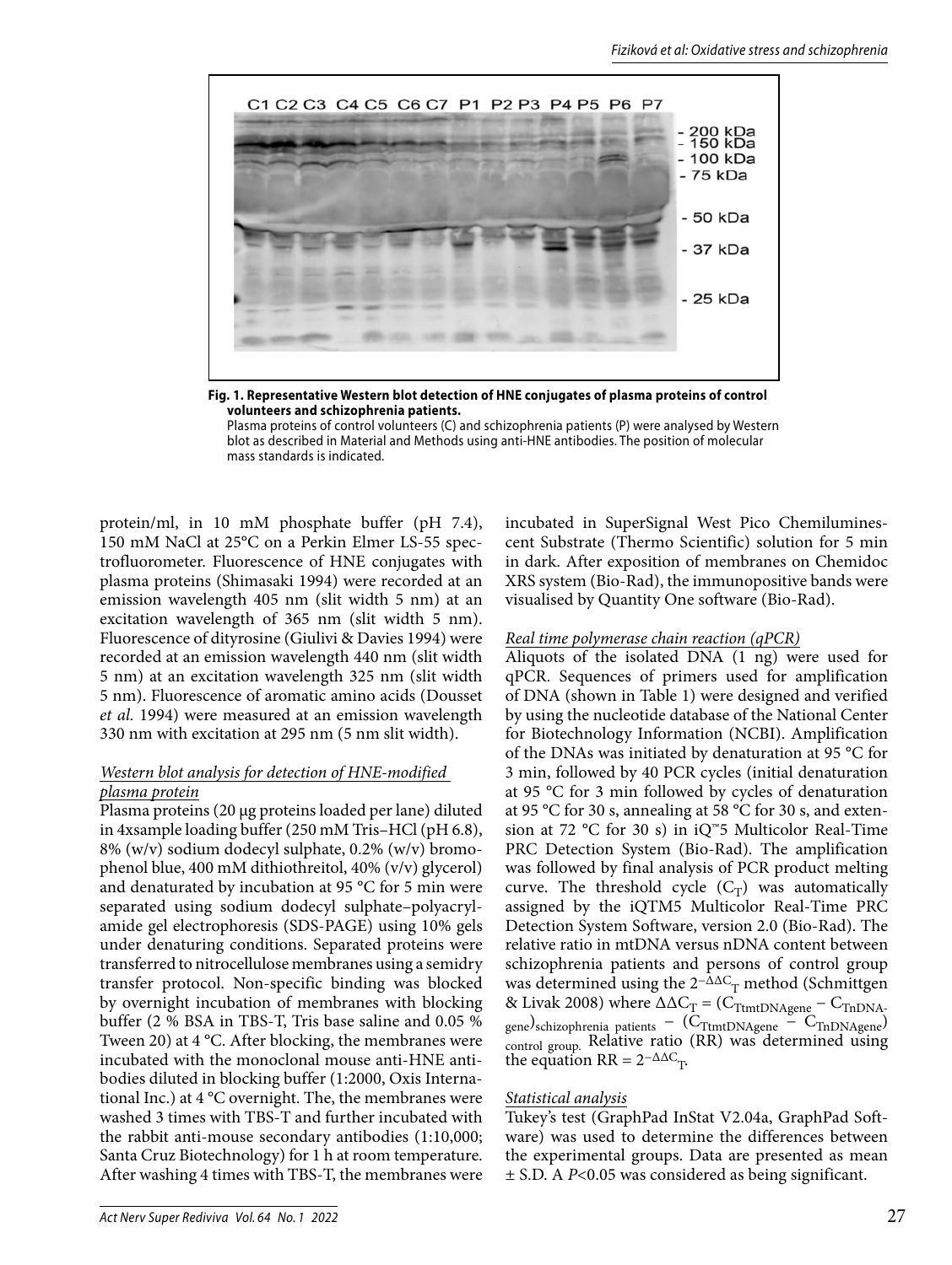**Fig. 1. Representative Western blot detection of HNE conjugates of plasma proteins of control volunteers and schizophrenia patients.**
Plasma proteins of control volunteers (C) and schizophrenia patients (P) were analysed by Western blot as described in Material and Methods using anti-HNE antibodies. The position of molecular mass standards is indicated.

protein/ml, in 10 mM phosphate buffer (pH 7.4), 150 mM NaCl at 25°C on a Perkin Elmer LS-55 spectrofluorometer. Fluorescence of HNE conjugates with plasma proteins (Shimasaki 1994) were recorded at an emission wavelength 405 nm (slit width 5 nm) at an excitation wavelength of 365 nm (slit width 5 nm). Fluorescence of dityrosine (Giulivi & Davies 1994) were recorded at an emission wavelength 440 nm (slit width 5 nm) at an excitation wavelength 325 nm (slit width 5 nm). Fluorescence of aromatic amino acids (Dousset *et al.* 1994) were measured at an emission wavelength 330 nm with excitation at 295 nm (5 nm slit width).

*Western blot analysis for detection of HNE-modified plasma protein*

Plasma proteins (20 µg proteins loaded per lane) diluted in 4xsample loading buffer (250 mM Tris–HCl (pH 6.8), 8% (w/v) sodium dodecyl sulphate, 0.2% (w/v) bromophenol blue, 400 mM dithiothreitol, 40% (v/v) glycerol) and denaturated by incubation at 95 °C for 5 min were separated using sodium dodecyl sulphate–polyacrylamide gel electrophoresis (SDS-PAGE) using 10% gels under denaturing conditions. Separated proteins were transferred to nitrocellulose membranes using a semidry transfer protocol. Non-specific binding was blocked by overnight incubation of membranes with blocking buffer (2 % BSA in TBS-T, Tris base saline and 0.05 % Tween 20) at 4 °C. After blocking, the membranes were incubated with the monoclonal mouse anti-HNE antibodies diluted in blocking buffer (1:2000, Oxis International Inc.) at 4 °C overnight. The, the membranes were washed 3 times with TBS-T and further incubated with the rabbit anti-mouse secondary antibodies (1:10,000; Santa Cruz Biotechnology) for 1 h at room temperature. After washing 4 times with TBS-T, the membranes were incubated in SuperSignal West Pico Chemiluminescent Substrate (Thermo Scientific) solution for 5 min in dark. After exposition of membranes on Chemidoc XRS system (Bio-Rad), the immunopositive bands were visualised by Quantity One software (Bio-Rad).

*Real time polymerase chain reaction (qPCR)*

Aliquots of the isolated DNA (1 ng) were used for qPCR. Sequences of primers used for amplification of DNA (shown in Table 1) were designed and verified by using the nucleotide database of the National Center for Biotechnology Information (NCBI). Amplification of the DNAs was initiated by denaturation at 95 °C for 3 min, followed by 40 PCR cycles (initial denaturation at 95 °C for 3 min followed by cycles of denaturation at 95 °C for 30 s, annealing at 58 °C for 30 s, and extension at 72 °C for 30 s) in iQ™5 Multicolor Real-Time PRC Detection System (Bio-Rad). The amplification was followed by final analysis of PCR product melting curve. The threshold cycle ($C_T$) was automatically assigned by the iQTM5 Multicolor Real-Time PRC Detection System Software, version 2.0 (Bio-Rad). The relative ratio in mtDNA versus nDNA content between schizophrenia patients and persons of control group was determined using the $2^{-\Delta\Delta C_T}$ method (Schmittgen & Livak 2008) where $\Delta\Delta C_T = (C_{TtmtDNAgene} - C_{TnDNAgene})_{schizophrenia\ patients} - (C_{TtmtDNAgene} - C_{TnDNAgene})_{control\ group}$. Relative ratio (RR) was determined using the equation $RR = 2^{-\Delta\Delta C_T}$.

*Statistical analysis*

Tukey's test (GraphPad InStat V2.04a, GraphPad Software) was used to determine the differences between the experimental groups. Data are presented as mean ± S.D. A $P<0.05$ was considered as being significant.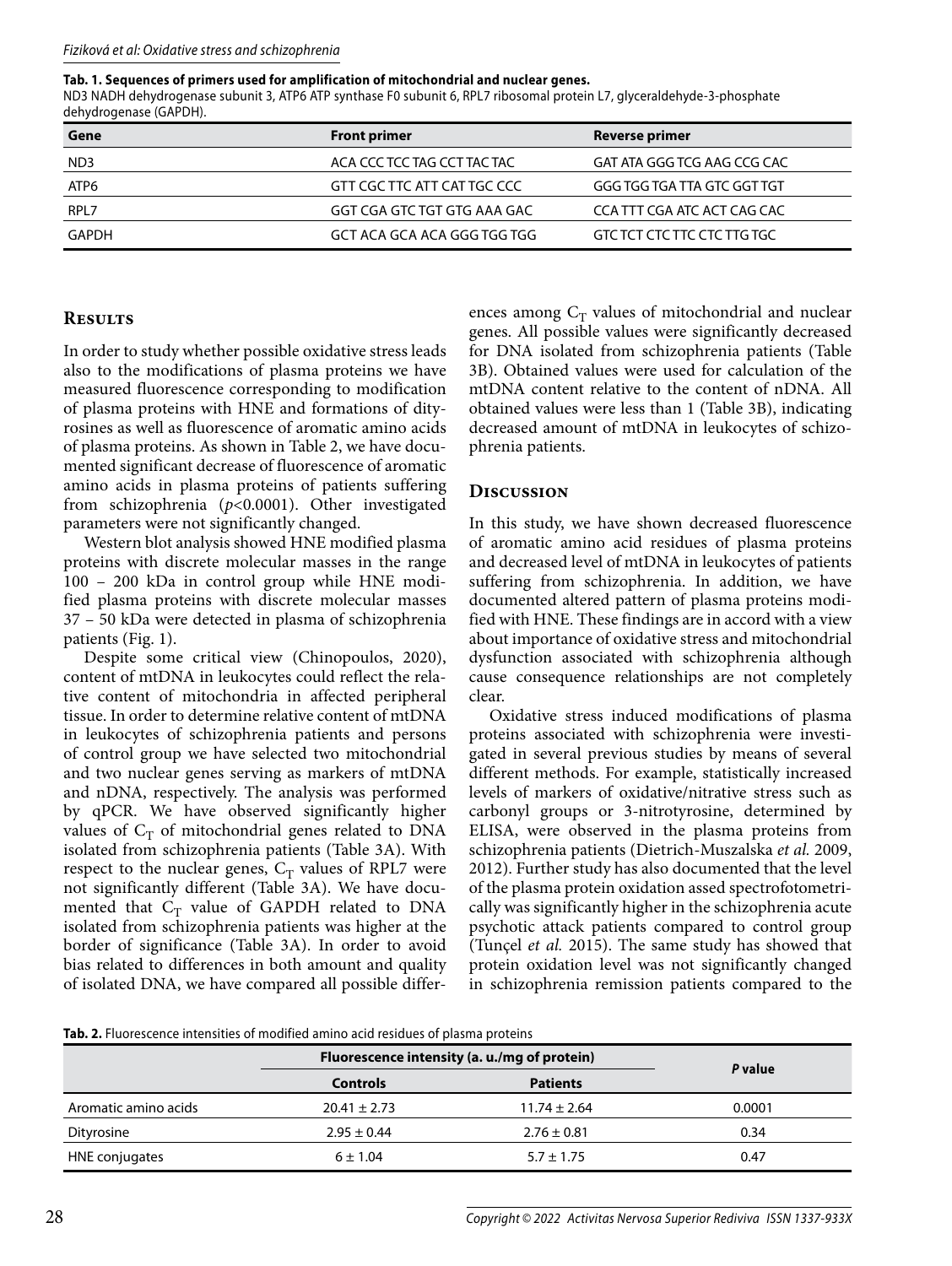**Tab. 1. Sequences of primers used for amplification of mitochondrial and nuclear genes.**
ND3 NADH dehydrogenase subunit 3, ATP6 ATP synthase F0 subunit 6, RPL7 ribosomal protein L7, glyceraldehyde-3-phosphate dehydrogenase (GAPDH).

| Gene | Front primer | Reverse primer |
|---|---|---|
| ND3 | ACA CCC TCC TAG CCT TAC TAC | GAT ATA GGG TCG AAG CCG CAC |
| ATP6 | GTT CGC TTC ATT CAT TGC CCC | GGG TGG TGA TTA GTC GGT TGT |
| RPL7 | GGT CGA GTC TGT GTG AAA GAC | CCA TTT CGA ATC ACT CAG CAC |
| GAPDH | GCT ACA GCA ACA GGG TGG TGG | GTC TCT CTC TTC CTC TTG TGC |

## Results

In order to study whether possible oxidative stress leads also to the modifications of plasma proteins we have measured fluorescence corresponding to modification of plasma proteins with HNE and formations of dityrosines as well as fluorescence of aromatic amino acids of plasma proteins. As shown in Table 2, we have documented significant decrease of fluorescence of aromatic amino acids in plasma proteins of patients suffering from schizophrenia ($p<0.0001$). Other investigated parameters were not significantly changed.

Western blot analysis showed HNE modified plasma proteins with discrete molecular masses in the range 100 – 200 kDa in control group while HNE modified plasma proteins with discrete molecular masses 37 – 50 kDa were detected in plasma of schizophrenia patients (Fig. 1).

Despite some critical view (Chinopoulos, 2020), content of mtDNA in leukocytes could reflect the relative content of mitochondria in affected peripheral tissue. In order to determine relative content of mtDNA in leukocytes of schizophrenia patients and persons of control group we have selected two mitochondrial and two nuclear genes serving as markers of mtDNA and nDNA, respectively. The analysis was performed by qPCR. We have observed significantly higher values of $C_T$ of mitochondrial genes related to DNA isolated from schizophrenia patients (Table 3A). With respect to the nuclear genes, $C_T$ values of RPL7 were not significantly different (Table 3A). We have documented that $C_T$ value of GAPDH related to DNA isolated from schizophrenia patients was higher at the border of significance (Table 3A). In order to avoid bias related to differences in both amount and quality of isolated DNA, we have compared all possible differences among $C_T$ values of mitochondrial and nuclear genes. All possible values were significantly decreased for DNA isolated from schizophrenia patients (Table 3B). Obtained values were used for calculation of the mtDNA content relative to the content of nDNA. All obtained values were less than 1 (Table 3B), indicating decreased amount of mtDNA in leukocytes of schizophrenia patients.

## Discussion

In this study, we have shown decreased fluorescence of aromatic amino acid residues of plasma proteins and decreased level of mtDNA in leukocytes of patients suffering from schizophrenia. In addition, we have documented altered pattern of plasma proteins modified with HNE. These findings are in accord with a view about importance of oxidative stress and mitochondrial dysfunction associated with schizophrenia although cause consequence relationships are not completely clear.

Oxidative stress induced modifications of plasma proteins associated with schizophrenia were investigated in several previous studies by means of several different methods. For example, statistically increased levels of markers of oxidative/nitrative stress such as carbonyl groups or 3-nitrotyrosine, determined by ELISA, were observed in the plasma proteins from schizophrenia patients (Dietrich-Muszalska *et al.* 2009, 2012). Further study has also documented that the level of the plasma protein oxidation assed spectrofotometrically was significantly higher in the schizophrenia acute psychotic attack patients compared to control group (Tunçel *et al.* 2015). The same study has showed that protein oxidation level was not significantly changed in schizophrenia remission patients compared to the

**Tab. 2.** Fluorescence intensities of modified amino acid residues of plasma proteins

| | Fluorescence intensity (a. u./mg of protein) | | *P* value |
|---|---|---|---|
| | **Controls** | **Patients** | |
| Aromatic amino acids | 20.41 ± 2.73 | 11.74 ± 2.64 | 0.0001 |
| Dityrosine | 2.95 ± 0.44 | 2.76 ± 0.81 | 0.34 |
| HNE conjugates | 6 ± 1.04 | 5.7 ± 1.75 | 0.47 |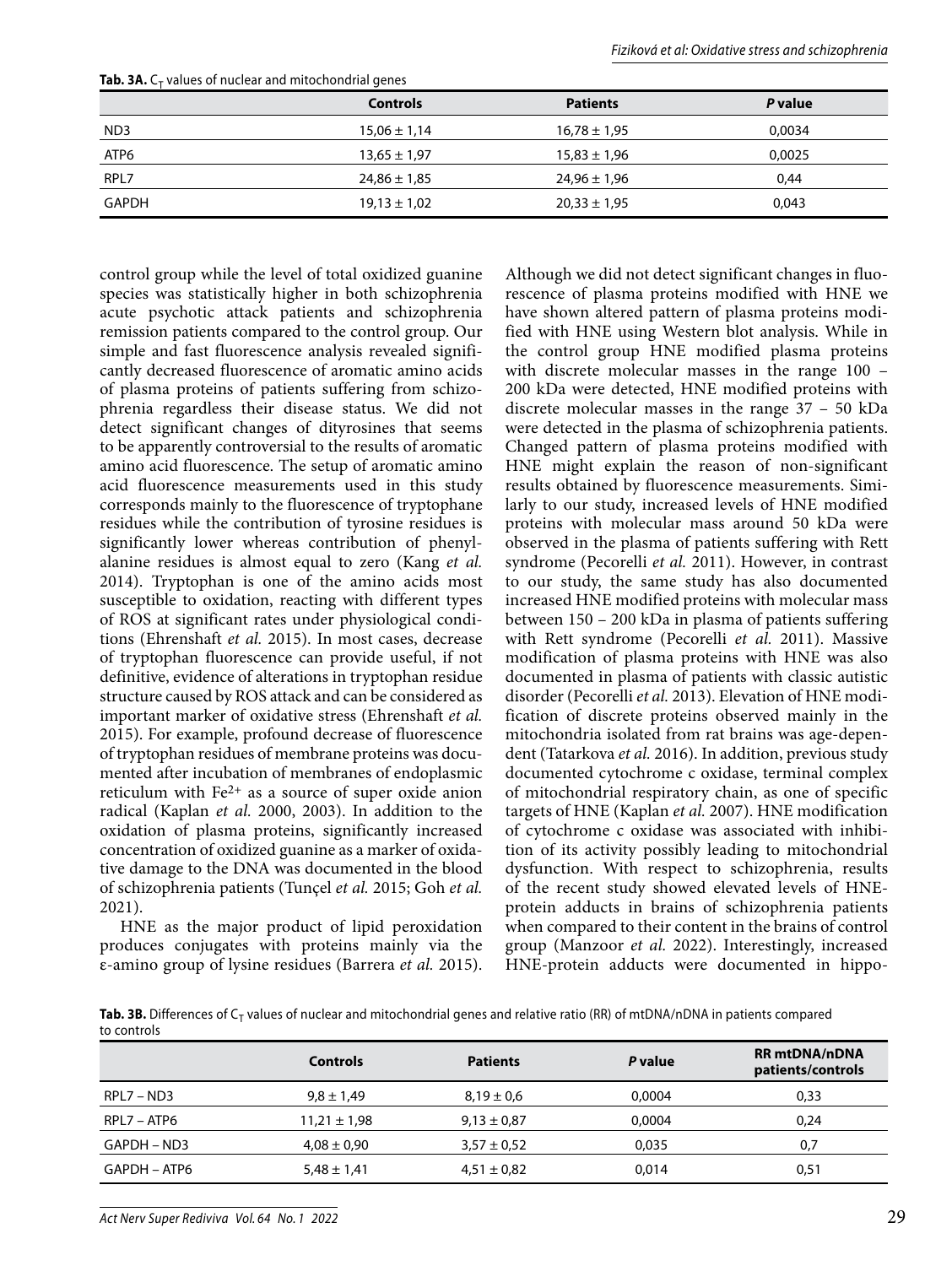**Tab. 3A.** $C_T$ values of nuclear and mitochondrial genes

| | Controls | Patients | *P* value |
|---|---|---|---|
| ND3 | 15,06 ± 1,14 | 16,78 ± 1,95 | 0,0034 |
| ATP6 | 13,65 ± 1,97 | 15,83 ± 1,96 | 0,0025 |
| RPL7 | 24,86 ± 1,85 | 24,96 ± 1,96 | 0,44 |
| GAPDH | 19,13 ± 1,02 | 20,33 ± 1,95 | 0,043 |

control group while the level of total oxidized guanine species was statistically higher in both schizophrenia acute psychotic attack patients and schizophrenia remission patients compared to the control group. Our simple and fast fluorescence analysis revealed significantly decreased fluorescence of aromatic amino acids of plasma proteins of patients suffering from schizophrenia regardless their disease status. We did not detect significant changes of dityrosines that seems to be apparently controversial to the results of aromatic amino acid fluorescence. The setup of aromatic amino acid fluorescence measurements used in this study corresponds mainly to the fluorescence of tryptophane residues while the contribution of tyrosine residues is significantly lower whereas contribution of phenylalanine residues is almost equal to zero (Kang *et al.* 2014). Tryptophan is one of the amino acids most susceptible to oxidation, reacting with different types of ROS at significant rates under physiological conditions (Ehrenshaft *et al.* 2015). In most cases, decrease of tryptophan fluorescence can provide useful, if not definitive, evidence of alterations in tryptophan residue structure caused by ROS attack and can be considered as important marker of oxidative stress (Ehrenshaft *et al.* 2015). For example, profound decrease of fluorescence of tryptophan residues of membrane proteins was documented after incubation of membranes of endoplasmic reticulum with $Fe^{2+}$ as a source of super oxide anion radical (Kaplan *et al.* 2000, 2003). In addition to the oxidation of plasma proteins, significantly increased concentration of oxidized guanine as a marker of oxidative damage to the DNA was documented in the blood of schizophrenia patients (Tunçel *et al.* 2015; Goh *et al.* 2021).

HNE as the major product of lipid peroxidation produces conjugates with proteins mainly via the ε-amino group of lysine residues (Barrera *et al.* 2015). Although we did not detect significant changes in fluorescence of plasma proteins modified with HNE we have shown altered pattern of plasma proteins modified with HNE using Western blot analysis. While in the control group HNE modified plasma proteins with discrete molecular masses in the range 100 – 200 kDa were detected, HNE modified proteins with discrete molecular masses in the range 37 – 50 kDa were detected in the plasma of schizophrenia patients. Changed pattern of plasma proteins modified with HNE might explain the reason of non-significant results obtained by fluorescence measurements. Similarly to our study, increased levels of HNE modified proteins with molecular mass around 50 kDa were observed in the plasma of patients suffering with Rett syndrome (Pecorelli *et al.* 2011). However, in contrast to our study, the same study has also documented increased HNE modified proteins with molecular mass between 150 – 200 kDa in plasma of patients suffering with Rett syndrome (Pecorelli *et al.* 2011). Massive modification of plasma proteins with HNE was also documented in plasma of patients with classic autistic disorder (Pecorelli *et al.* 2013). Elevation of HNE modification of discrete proteins observed mainly in the mitochondria isolated from rat brains was age-dependent (Tatarkova *et al.* 2016). In addition, previous study documented cytochrome c oxidase, terminal complex of mitochondrial respiratory chain, as one of specific targets of HNE (Kaplan *et al.* 2007). HNE modification of cytochrome c oxidase was associated with inhibition of its activity possibly leading to mitochondrial dysfunction. With respect to schizophrenia, results of the recent study showed elevated levels of HNE-protein adducts in brains of schizophrenia patients when compared to their content in the brains of control group (Manzoor *et al.* 2022). Interestingly, increased HNE-protein adducts were documented in hippo-

**Tab. 3B.** Differences of $C_T$ values of nuclear and mitochondrial genes and relative ratio (RR) of mtDNA/nDNA in patients compared to controls

| | Controls | Patients | *P* value | RR mtDNA/nDNA patients/controls |
|---|---|---|---|---|
| RPL7 – ND3 | 9,8 ± 1,49 | 8,19 ± 0,6 | 0,0004 | 0,33 |
| RPL7 – ATP6 | 11,21 ± 1,98 | 9,13 ± 0,87 | 0,0004 | 0,24 |
| GAPDH – ND3 | 4,08 ± 0,90 | 3,57 ± 0,52 | 0,035 | 0,7 |
| GAPDH – ATP6 | 5,48 ± 1,41 | 4,51 ± 0,82 | 0,014 | 0,51 |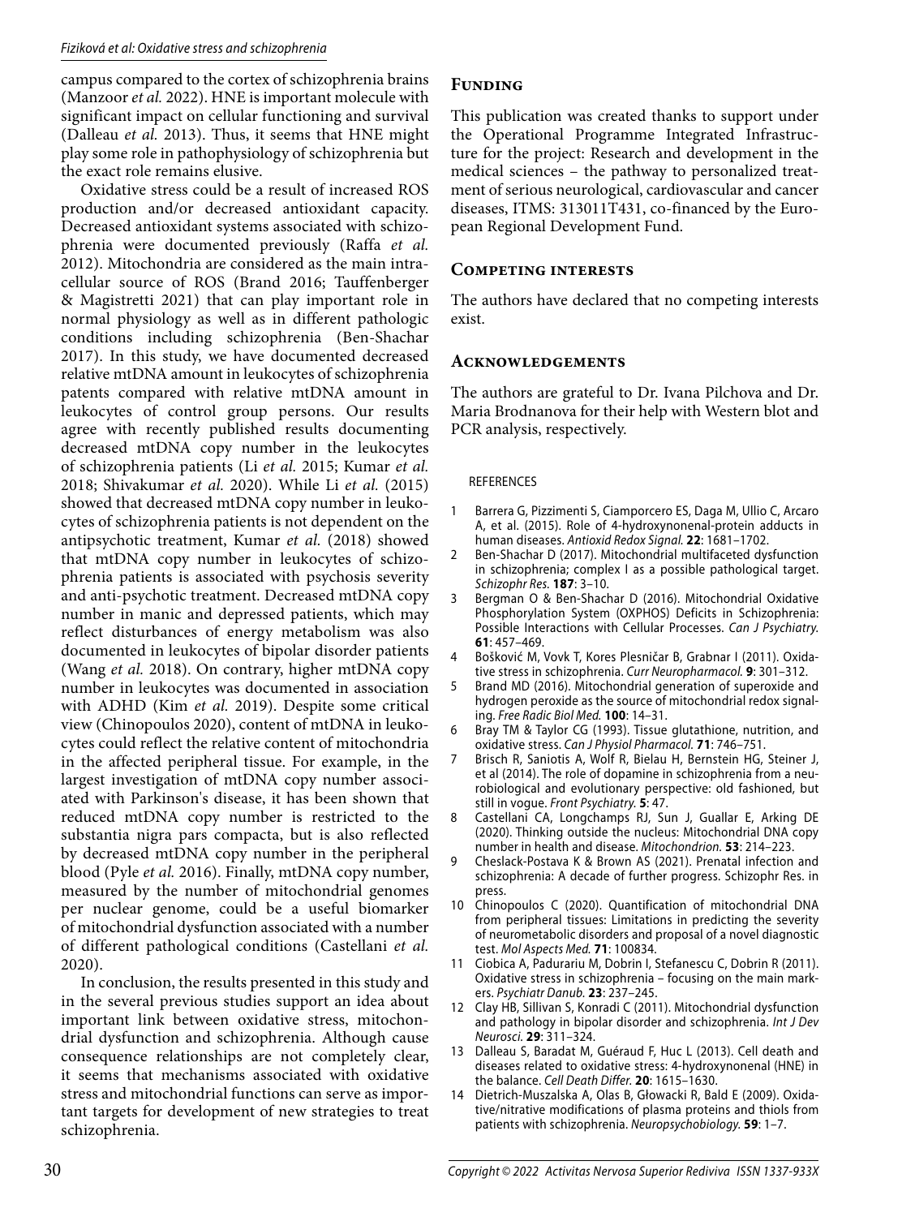campus compared to the cortex of schizophrenia brains (Manzoor *et al.* 2022). HNE is important molecule with significant impact on cellular functioning and survival (Dalleau *et al.* 2013). Thus, it seems that HNE might play some role in pathophysiology of schizophrenia but the exact role remains elusive.

Oxidative stress could be a result of increased ROS production and/or decreased antioxidant capacity. Decreased antioxidant systems associated with schizophrenia were documented previously (Raffa *et al.* 2012). Mitochondria are considered as the main intracellular source of ROS (Brand 2016; Tauffenberger & Magistretti 2021) that can play important role in normal physiology as well as in different pathologic conditions including schizophrenia (Ben-Shachar 2017). In this study, we have documented decreased relative mtDNA amount in leukocytes of schizophrenia patents compared with relative mtDNA amount in leukocytes of control group persons. Our results agree with recently published results documenting decreased mtDNA copy number in the leukocytes of schizophrenia patients (Li *et al.* 2015; Kumar *et al.* 2018; Shivakumar *et al.* 2020). While Li *et al.* (2015) showed that decreased mtDNA copy number in leukocytes of schizophrenia patients is not dependent on the antipsychotic treatment, Kumar *et al.* (2018) showed that mtDNA copy number in leukocytes of schizophrenia patients is associated with psychosis severity and anti-psychotic treatment. Decreased mtDNA copy number in manic and depressed patients, which may reflect disturbances of energy metabolism was also documented in leukocytes of bipolar disorder patients (Wang *et al.* 2018). On contrary, higher mtDNA copy number in leukocytes was documented in association with ADHD (Kim *et al.* 2019). Despite some critical view (Chinopoulos 2020), content of mtDNA in leukocytes could reflect the relative content of mitochondria in the affected peripheral tissue. For example, in the largest investigation of mtDNA copy number associated with Parkinson's disease, it has been shown that reduced mtDNA copy number is restricted to the substantia nigra pars compacta, but is also reflected by decreased mtDNA copy number in the peripheral blood (Pyle *et al.* 2016). Finally, mtDNA copy number, measured by the number of mitochondrial genomes per nuclear genome, could be a useful biomarker of mitochondrial dysfunction associated with a number of different pathological conditions (Castellani *et al.* 2020).

In conclusion, the results presented in this study and in the several previous studies support an idea about important link between oxidative stress, mitochondrial dysfunction and schizophrenia. Although cause consequence relationships are not completely clear, it seems that mechanisms associated with oxidative stress and mitochondrial functions can serve as important targets for development of new strategies to treat schizophrenia.

## Funding

This publication was created thanks to support under the Operational Programme Integrated Infrastructure for the project: Research and development in the medical sciences – the pathway to personalized treatment of serious neurological, cardiovascular and cancer diseases, ITMS: 313011T431, co-financed by the European Regional Development Fund.

## Competing interests

The authors have declared that no competing interests exist.

## Acknowledgements

The authors are grateful to Dr. Ivana Pilchova and Dr. Maria Brodnanova for their help with Western blot and PCR analysis, respectively.

### REFERENCES

1. Barrera G, Pizzimenti S, Ciamporcero ES, Daga M, Ullio C, Arcaro A, et al. (2015). Role of 4-hydroxynonenal-protein adducts in human diseases. *Antioxid Redox Signal.* **22**: 1681–1702.
2. Ben-Shachar D (2017). Mitochondrial multifaceted dysfunction in schizophrenia; complex I as a possible pathological target. *Schizophr Res.* **187**: 3–10.
3. Bergman O & Ben-Shachar D (2016). Mitochondrial Oxidative Phosphorylation System (OXPHOS) Deficits in Schizophrenia: Possible Interactions with Cellular Processes. *Can J Psychiatry.* **61**: 457–469.
4. Bošković M, Vovk T, Kores Plesničar B, Grabnar I (2011). Oxidative stress in schizophrenia. *Curr Neuropharmacol.* **9**: 301–312.
5. Brand MD (2016). Mitochondrial generation of superoxide and hydrogen peroxide as the source of mitochondrial redox signaling. *Free Radic Biol Med.* **100**: 14–31.
6. Bray TM & Taylor CG (1993). Tissue glutathione, nutrition, and oxidative stress. *Can J Physiol Pharmacol.* **71**: 746–751.
7. Brisch R, Saniotis A, Wolf R, Bielau H, Bernstein HG, Steiner J, et al (2014). The role of dopamine in schizophrenia from a neurobiological and evolutionary perspective: old fashioned, but still in vogue. *Front Psychiatry.* **5**: 47.
8. Castellani CA, Longchamps RJ, Sun J, Guallar E, Arking DE (2020). Thinking outside the nucleus: Mitochondrial DNA copy number in health and disease. *Mitochondrion.* **53**: 214–223.
9. Cheslack-Postava K & Brown AS (2021). Prenatal infection and schizophrenia: A decade of further progress. Schizophr Res. in press.
10. Chinopoulos C (2020). Quantification of mitochondrial DNA from peripheral tissues: Limitations in predicting the severity of neurometabolic disorders and proposal of a novel diagnostic test. *Mol Aspects Med.* **71**: 100834.
11. Ciobica A, Padurariu M, Dobrin I, Stefanescu C, Dobrin R (2011). Oxidative stress in schizophrenia – focusing on the main markers. *Psychiatr Danub.* **23**: 237–245.
12. Clay HB, Sillivan S, Konradi C (2011). Mitochondrial dysfunction and pathology in bipolar disorder and schizophrenia. *Int J Dev Neurosci.* **29**: 311–324.
13. Dalleau S, Baradat M, Guéraud F, Huc L (2013). Cell death and diseases related to oxidative stress: 4-hydroxynonenal (HNE) in the balance. *Cell Death Differ.* **20**: 1615–1630.
14. Dietrich-Muszalska A, Olas B, Głowacki R, Bald E (2009). Oxidative/nitrative modifications of plasma proteins and thiols from patients with schizophrenia. *Neuropsychobiology.* **59**: 1–7.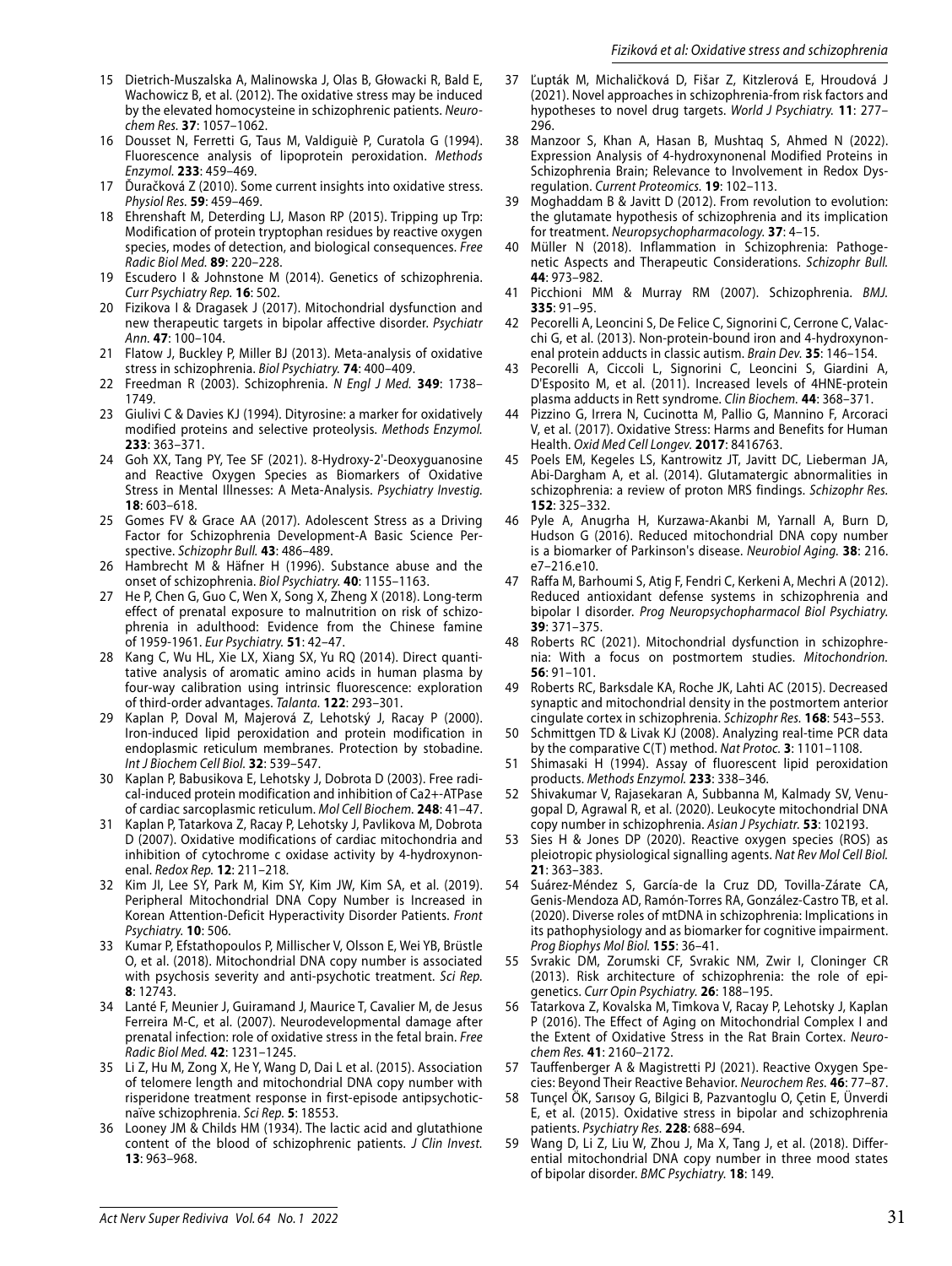15 Dietrich-Muszalska A, Malinowska J, Olas B, Głowacki R, Bald E, Wachowicz B, et al. (2012). The oxidative stress may be induced by the elevated homocysteine in schizophrenic patients. *Neurochem Res.* **37**: 1057–1062.

16 Dousset N, Ferretti G, Taus M, Valdiguiè P, Curatola G (1994). Fluorescence analysis of lipoprotein peroxidation. *Methods Enzymol.* **233**: 459–469.

17 Ďuračková Z (2010). Some current insights into oxidative stress. *Physiol Res.* **59**: 459–469.

18 Ehrenshaft M, Deterding LJ, Mason RP (2015). Tripping up Trp: Modification of protein tryptophan residues by reactive oxygen species, modes of detection, and biological consequences. *Free Radic Biol Med.* **89**: 220–228.

19 Escudero I & Johnstone M (2014). Genetics of schizophrenia. *Curr Psychiatry Rep.* **16**: 502.

20 Fizikova I & Dragasek J (2017). Mitochondrial dysfunction and new therapeutic targets in bipolar affective disorder. *Psychiatr Ann.* **47**: 100–104.

21 Flatow J, Buckley P, Miller BJ (2013). Meta-analysis of oxidative stress in schizophrenia. *Biol Psychiatry.* **74**: 400–409.

22 Freedman R (2003). Schizophrenia. *N Engl J Med.* **349**: 1738–1749.

23 Giulivi C & Davies KJ (1994). Dityrosine: a marker for oxidatively modified proteins and selective proteolysis. *Methods Enzymol.* **233**: 363–371.

24 Goh XX, Tang PY, Tee SF (2021). 8-Hydroxy-2'-Deoxyguanosine and Reactive Oxygen Species as Biomarkers of Oxidative Stress in Mental Illnesses: A Meta-Analysis. *Psychiatry Investig.* **18**: 603–618.

25 Gomes FV & Grace AA (2017). Adolescent Stress as a Driving Factor for Schizophrenia Development-A Basic Science Perspective. *Schizophr Bull.* **43**: 486–489.

26 Hambrecht M & Häfner H (1996). Substance abuse and the onset of schizophrenia. *Biol Psychiatry.* **40**: 1155–1163.

27 He P, Chen G, Guo C, Wen X, Song X, Zheng X (2018). Long-term effect of prenatal exposure to malnutrition on risk of schizophrenia in adulthood: Evidence from the Chinese famine of 1959-1961. *Eur Psychiatry.* **51**: 42–47.

28 Kang C, Wu HL, Xie LX, Xiang SX, Yu RQ (2014). Direct quantitative analysis of aromatic amino acids in human plasma by four-way calibration using intrinsic fluorescence: exploration of third-order advantages. *Talanta.* **122**: 293–301.

29 Kaplan P, Doval M, Majerová Z, Lehotský J, Racay P (2000). Iron-induced lipid peroxidation and protein modification in endoplasmic reticulum membranes. Protection by stobadine. *Int J Biochem Cell Biol.* **32**: 539–547.

30 Kaplan P, Babusikova E, Lehotsky J, Dobrota D (2003). Free radical-induced protein modification and inhibition of Ca2+-ATPase of cardiac sarcoplasmic reticulum. *Mol Cell Biochem.* **248**: 41–47.

31 Kaplan P, Tatarkova Z, Racay P, Lehotsky J, Pavlikova M, Dobrota D (2007). Oxidative modifications of cardiac mitochondria and inhibition of cytochrome c oxidase activity by 4-hydroxynonenal. *Redox Rep.* **12**: 211–218.

32 Kim JI, Lee SY, Park M, Kim SY, Kim JW, Kim SA, et al. (2019). Peripheral Mitochondrial DNA Copy Number is Increased in Korean Attention-Deficit Hyperactivity Disorder Patients. *Front Psychiatry.* **10**: 506.

33 Kumar P, Efstathopoulos P, Millischer V, Olsson E, Wei YB, Brüstle O, et al. (2018). Mitochondrial DNA copy number is associated with psychosis severity and anti-psychotic treatment. *Sci Rep.* **8**: 12743.

34 Lanté F, Meunier J, Guiramand J, Maurice T, Cavalier M, de Jesus Ferreira M-C, et al. (2007). Neurodevelopmental damage after prenatal infection: role of oxidative stress in the fetal brain. *Free Radic Biol Med.* **42**: 1231–1245.

35 Li Z, Hu M, Zong X, He Y, Wang D, Dai L et al. (2015). Association of telomere length and mitochondrial DNA copy number with risperidone treatment response in first-episode antipsychotic-naïve schizophrenia. *Sci Rep.* **5**: 18553.

36 Looney JM & Childs HM (1934). The lactic acid and glutathione content of the blood of schizophrenic patients. *J Clin Invest.* **13**: 963–968.

37 Ľupták M, Michaličková D, Fišar Z, Kitzlerová E, Hroudová J (2021). Novel approaches in schizophrenia-from risk factors and hypotheses to novel drug targets. *World J Psychiatry.* **11**: 277–296.

38 Manzoor S, Khan A, Hasan B, Mushtaq S, Ahmed N (2022). Expression Analysis of 4-hydroxynonenal Modified Proteins in Schizophrenia Brain; Relevance to Involvement in Redox Dysregulation. *Current Proteomics.* **19**: 102–113.

39 Moghaddam B & Javitt D (2012). From revolution to evolution: the glutamate hypothesis of schizophrenia and its implication for treatment. *Neuropsychopharmacology.* **37**: 4–15.

40 Müller N (2018). Inflammation in Schizophrenia: Pathogenetic Aspects and Therapeutic Considerations. *Schizophr Bull.* **44**: 973–982.

41 Picchioni MM & Murray RM (2007). Schizophrenia. *BMJ.* **335**: 91–95.

42 Pecorelli A, Leoncini S, De Felice C, Signorini C, Cerrone C, Valacchi G, et al. (2013). Non-protein-bound iron and 4-hydroxynonenal protein adducts in classic autism. *Brain Dev.* **35**: 146–154.

43 Pecorelli A, Ciccoli L, Signorini C, Leoncini S, Giardini A, D'Esposito M, et al. (2011). Increased levels of 4HNE-protein plasma adducts in Rett syndrome. *Clin Biochem.* **44**: 368–371.

44 Pizzino G, Irrera N, Cucinotta M, Pallio G, Mannino F, Arcoraci V, et al. (2017). Oxidative Stress: Harms and Benefits for Human Health. *Oxid Med Cell Longev.* **2017**: 8416763.

45 Poels EM, Kegeles LS, Kantrowitz JT, Javitt DC, Lieberman JA, Abi-Dargham A, et al. (2014). Glutamatergic abnormalities in schizophrenia: a review of proton MRS findings. *Schizophr Res.* **152**: 325–332.

46 Pyle A, Anugrha H, Kurzawa-Akanbi M, Yarnall A, Burn D, Hudson G (2016). Reduced mitochondrial DNA copy number is a biomarker of Parkinson's disease. *Neurobiol Aging.* **38**: 216.e7–216.e10.

47 Raffa M, Barhoumi S, Atig F, Fendri C, Kerkeni A, Mechri A (2012). Reduced antioxidant defense systems in schizophrenia and bipolar I disorder. *Prog Neuropsychopharmacol Biol Psychiatry.* **39**: 371–375.

48 Roberts RC (2021). Mitochondrial dysfunction in schizophrenia: With a focus on postmortem studies. *Mitochondrion.* **56**: 91–101.

49 Roberts RC, Barksdale KA, Roche JK, Lahti AC (2015). Decreased synaptic and mitochondrial density in the postmortem anterior cingulate cortex in schizophrenia. *Schizophr Res.* **168**: 543–553.

50 Schmittgen TD & Livak KJ (2008). Analyzing real-time PCR data by the comparative C(T) method. *Nat Protoc.* **3**: 1101–1108.

51 Shimasaki H (1994). Assay of fluorescent lipid peroxidation products. *Methods Enzymol.* **233**: 338–346.

52 Shivakumar V, Rajasekaran A, Subbanna M, Kalmady SV, Venugopal D, Agrawal R, et al. (2020). Leukocyte mitochondrial DNA copy number in schizophrenia. *Asian J Psychiatr.* **53**: 102193.

53 Sies H & Jones DP (2020). Reactive oxygen species (ROS) as pleiotropic physiological signalling agents. *Nat Rev Mol Cell Biol.* **21**: 363–383.

54 Suárez-Méndez S, García-de la Cruz DD, Tovilla-Zárate CA, Genis-Mendoza AD, Ramón-Torres RA, González-Castro TB, et al. (2020). Diverse roles of mtDNA in schizophrenia: Implications in its pathophysiology and as biomarker for cognitive impairment. *Prog Biophys Mol Biol.* **155**: 36–41.

55 Svrakic DM, Zorumski CF, Svrakic NM, Zwir I, Cloninger CR (2013). Risk architecture of schizophrenia: the role of epigenetics. *Curr Opin Psychiatry.* **26**: 188–195.

56 Tatarkova Z, Kovalska M, Timkova V, Racay P, Lehotsky J, Kaplan P (2016). The Effect of Aging on Mitochondrial Complex I and the Extent of Oxidative Stress in the Rat Brain Cortex. *Neurochem Res.* **41**: 2160–2172.

57 Tauffenberger A & Magistretti PJ (2021). Reactive Oxygen Species: Beyond Their Reactive Behavior. *Neurochem Res.* **46**: 77–87.

58 Tunçel ÖK, Sarısoy G, Bilgici B, Pazvantoglu O, Çetin E, Ünverdi E, et al. (2015). Oxidative stress in bipolar and schizophrenia patients. *Psychiatry Res.* **228**: 688–694.

59 Wang D, Li Z, Liu W, Zhou J, Ma X, Tang J, et al. (2018). Differential mitochondrial DNA copy number in three mood states of bipolar disorder. *BMC Psychiatry.* **18**: 149.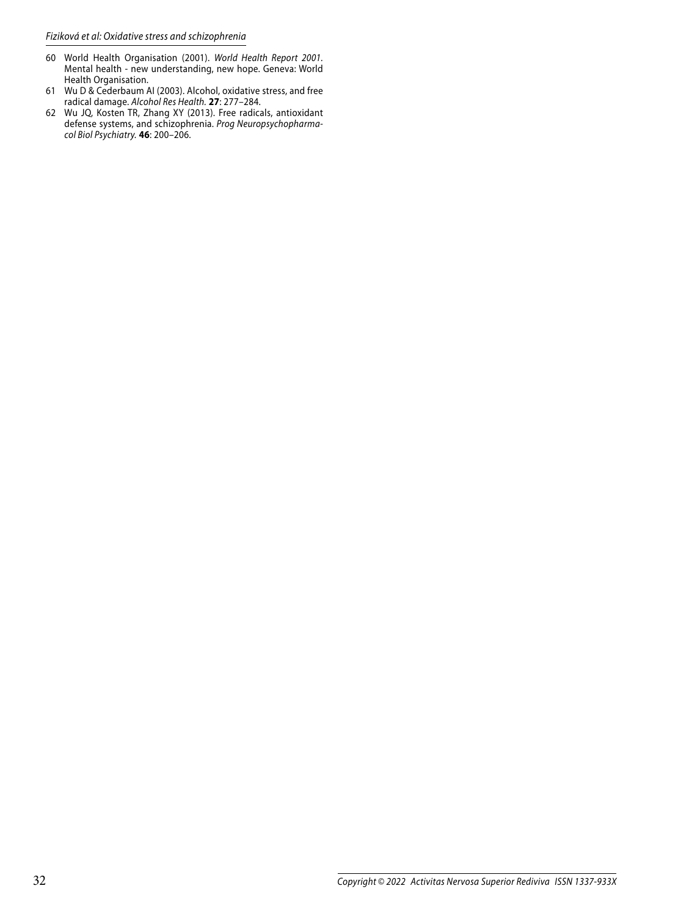60 World Health Organisation (2001). *World Health Report 2001*. Mental health - new understanding, new hope. Geneva: World Health Organisation.

61 Wu D & Cederbaum AI (2003). Alcohol, oxidative stress, and free radical damage. *Alcohol Res Health.* **27**: 277–284.

62 Wu JQ, Kosten TR, Zhang XY (2013). Free radicals, antioxidant defense systems, and schizophrenia. *Prog Neuropsychopharmacol Biol Psychiatry*. **46**: 200–206.